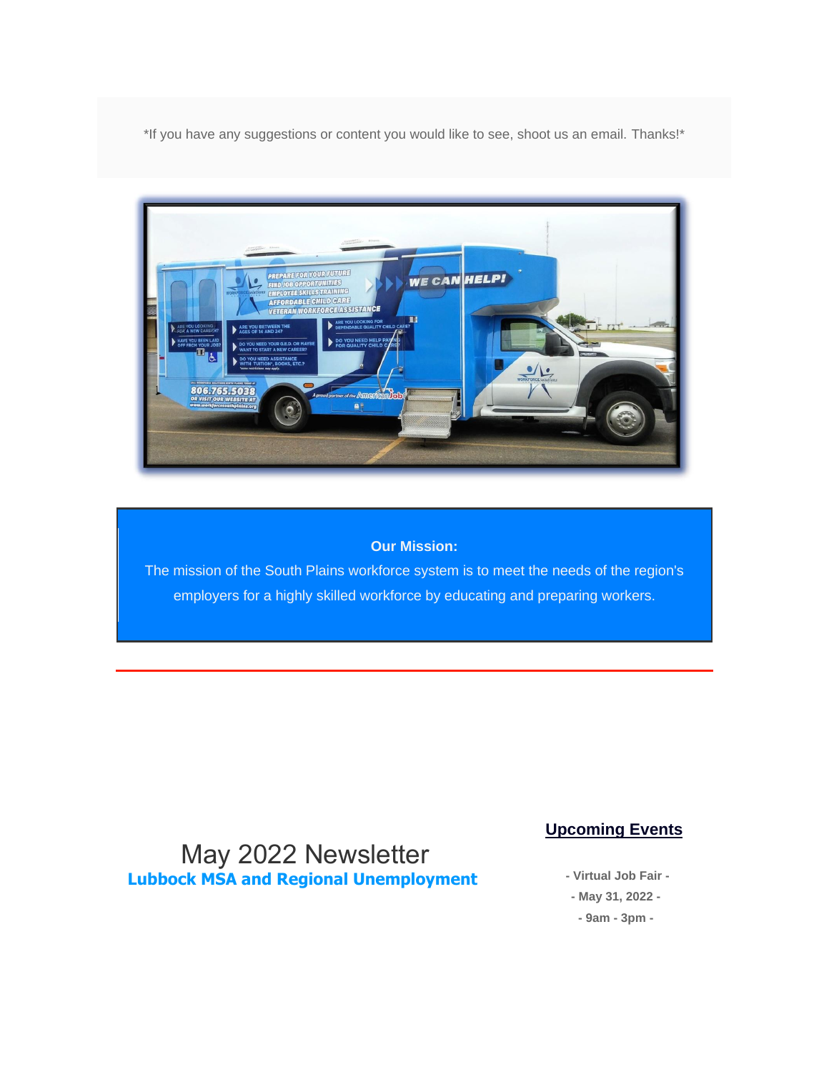*If you have any suggestions or content you would like to see, shoot us an email. Thanks!*

**Our Mission:**

The mission of the South Plains workforce system is to meet the needs of the region's employers for a highly skilled workforce by educating and preparing workers.

---

# May 2022 Newsletter

## Lubbock MSA and Regional Unemployment

### Upcoming Events

**- Virtual Job Fair -**
**- May 31, 2022 -**
**- 9am - 3pm -**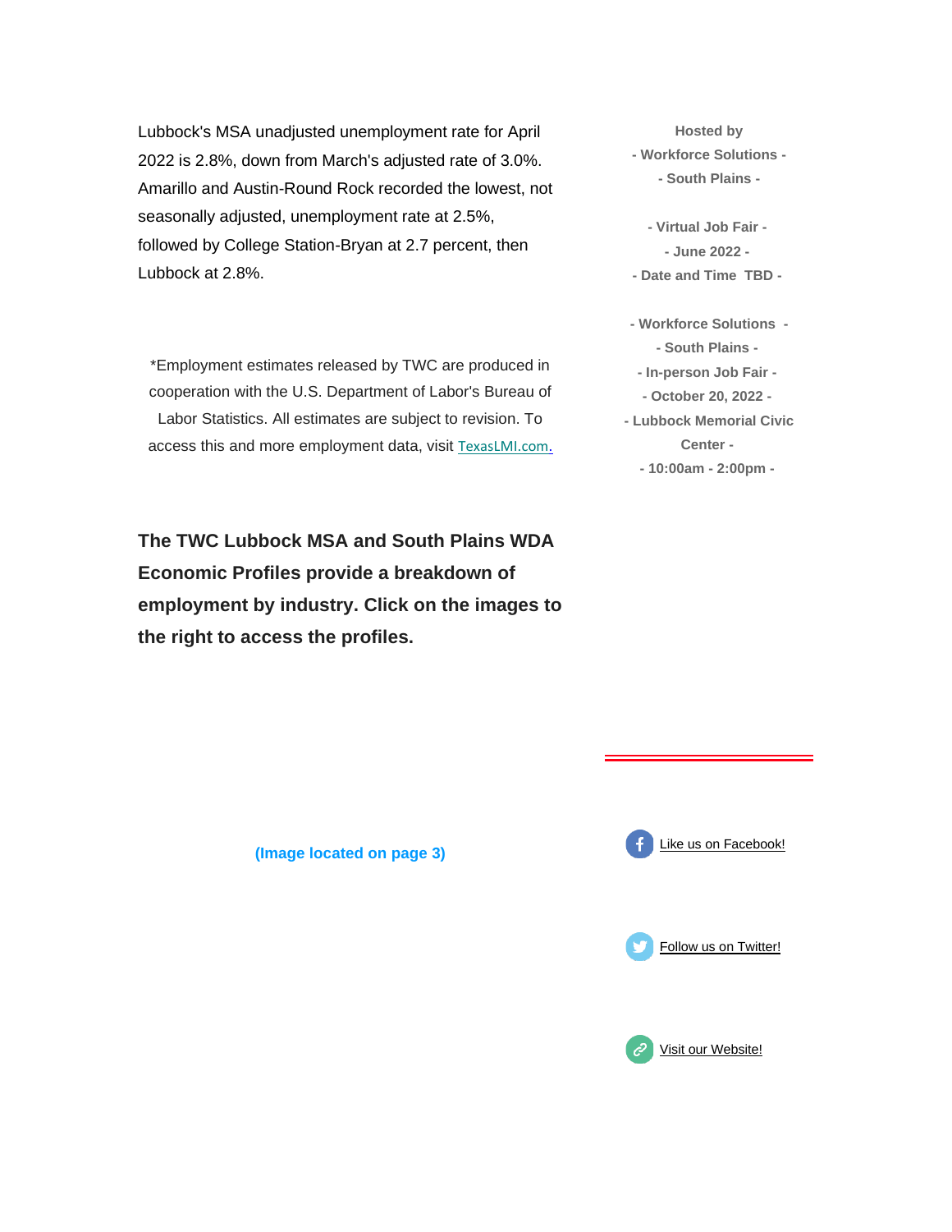Lubbock's MSA unadjusted unemployment rate for April 2022 is 2.8%, down from March's adjusted rate of 3.0%. Amarillo and Austin-Round Rock recorded the lowest, not seasonally adjusted, unemployment rate at 2.5%, followed by College Station-Bryan at 2.7 percent, then Lubbock at 2.8%.

*Employment estimates released by TWC are produced in cooperation with the U.S. Department of Labor's Bureau of Labor Statistics. All estimates are subject to revision. To access this and more employment data, visit TexasLMI.com.

**The TWC Lubbock MSA and South Plains WDA Economic Profiles provide a breakdown of employment by industry. Click on the images to the right to access the profiles.**

(Image located on page 3)

**Hosted by**
**- Workforce Solutions -**
**- South Plains -**

**- Virtual Job Fair -**
**- June 2022 -**
**- Date and Time TBD -**

**- Workforce Solutions -**
**- South Plains -**
**- In-person Job Fair -**
**- October 20, 2022 -**
**- Lubbock Memorial Civic Center -**
**- 10:00am - 2:00pm -**

---

Like us on Facebook!

Follow us on Twitter!

Visit our Website!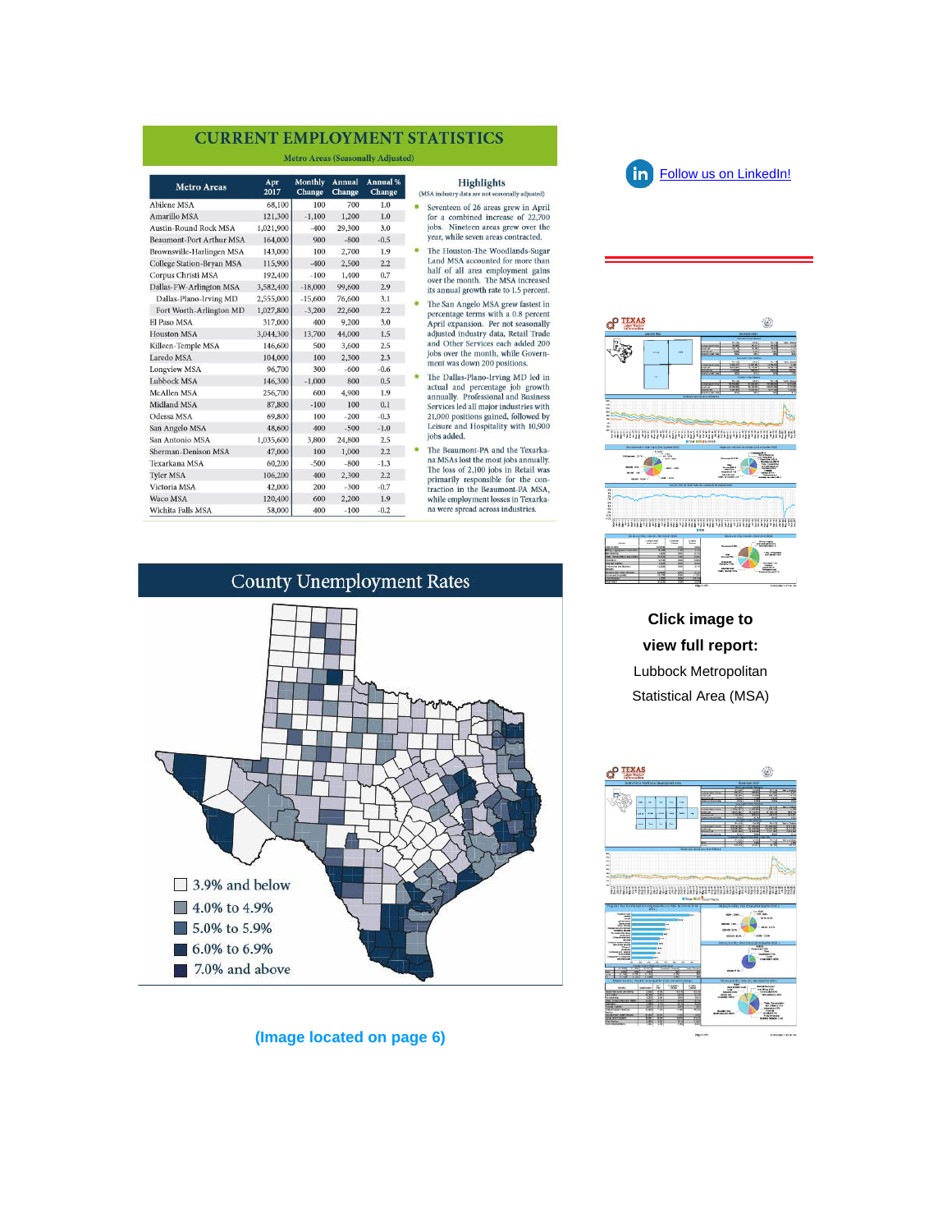# CURRENT EMPLOYMENT STATISTICS

Metro Areas (Seasonally Adjusted)

| Metro Areas | Apr 2017 | Monthly Change | Annual Change | Annual % Change |
|---|---|---|---|---|
| Abilene MSA | 68,100 | 100 | 700 | 1.0 |
| Amarillo MSA | 121,300 | -1,100 | 1,200 | 1.0 |
| Austin-Round Rock MSA | 1,021,900 | -400 | 29,300 | 3.0 |
| Beaumont-Port Arthur MSA | 164,000 | 900 | -800 | -0.5 |
| Brownsville-Harlingen MSA | 143,000 | 100 | 2,700 | 1.9 |
| College Station-Bryan MSA | 115,900 | -400 | 2,500 | 2.2 |
| Corpus Christi MSA | 192,400 | -100 | 1,400 | 0.7 |
| Dallas-FW-Arlington MSA | 3,582,400 | -18,000 | 99,600 | 2.9 |
| Dallas-Plano-Irving MD | 2,555,000 | -15,600 | 76,600 | 3.1 |
| Fort Worth-Arlington MD | 1,027,800 | -3,200 | 22,600 | 2.2 |
| El Paso MSA | 317,000 | 400 | 9,200 | 3.0 |
| Houston MSA | 3,044,300 | 13,700 | 44,000 | 1.5 |
| Killeen-Temple MSA | 146,600 | 500 | 3,600 | 2.5 |
| Laredo MSA | 104,000 | 100 | 2,300 | 2.3 |
| Longview MSA | 96,700 | 300 | -600 | -0.6 |
| Lubbock MSA | 146,300 | -1,000 | 800 | 0.5 |
| McAllen MSA | 256,700 | 600 | 4,900 | 1.9 |
| Midland MSA | 87,800 | -100 | 100 | 0.1 |
| Odessa MSA | 69,800 | 100 | -200 | -0.3 |
| San Angelo MSA | 48,600 | 400 | -500 | -1.0 |
| San Antonio MSA | 1,035,600 | 3,800 | 24,800 | 2.5 |
| Sherman-Denison MSA | 47,000 | 100 | 1,000 | 2.2 |
| Texarkana MSA | 60,200 | -500 | -800 | -1.3 |
| Tyler MSA | 106,200 | 400 | 2,300 | 2.2 |
| Victoria MSA | 42,000 | 200 | -300 | -0.7 |
| Waco MSA | 120,400 | 600 | 2,200 | 1.9 |
| Wichita Falls MSA | 58,000 | 400 | -100 | -0.2 |

## Highlights

(MSA industry data are not seasonally adjusted)

- Seventeen of 26 areas grew in April for a combined increase of 22,700 jobs. Nineteen areas grew over the year, while seven areas contracted.
- The Houston-The Woodlands-Sugar Land MSA accounted for more than half of all area employment gains over the month. The MSA increased its annual growth rate to 1.5 percent.
- The San Angelo MSA grew fastest in percentage terms with a 0.8 percent April expansion. Per not seasonally adjusted industry data, Retail Trade and Other Services each added 200 jobs over the month, while Government was down 200 positions.
- The Dallas-Plano-Irving MD led in actual and percentage job growth annually. Professional and Business Services led all major industries with 21,000 positions gained, followed by Leisure and Hospitality with 10,900 jobs added.
- The Beaumont-PA and the Texarkana MSAs lost the most jobs annually. The loss of 2,100 jobs in Retail was primarily responsible for the contraction in the Beaumont-PA MSA, while employment losses in Texarkana were spread across industries.

# County Unemployment Rates

- 3.9% and below
- 4.0% to 4.9%
- 5.0% to 5.9%
- 6.0% to 6.9%
- 7.0% and above

(Image located on page 6)

Follow us on LinkedIn!

**Click image to view full report:**

Lubbock Metropolitan Statistical Area (MSA)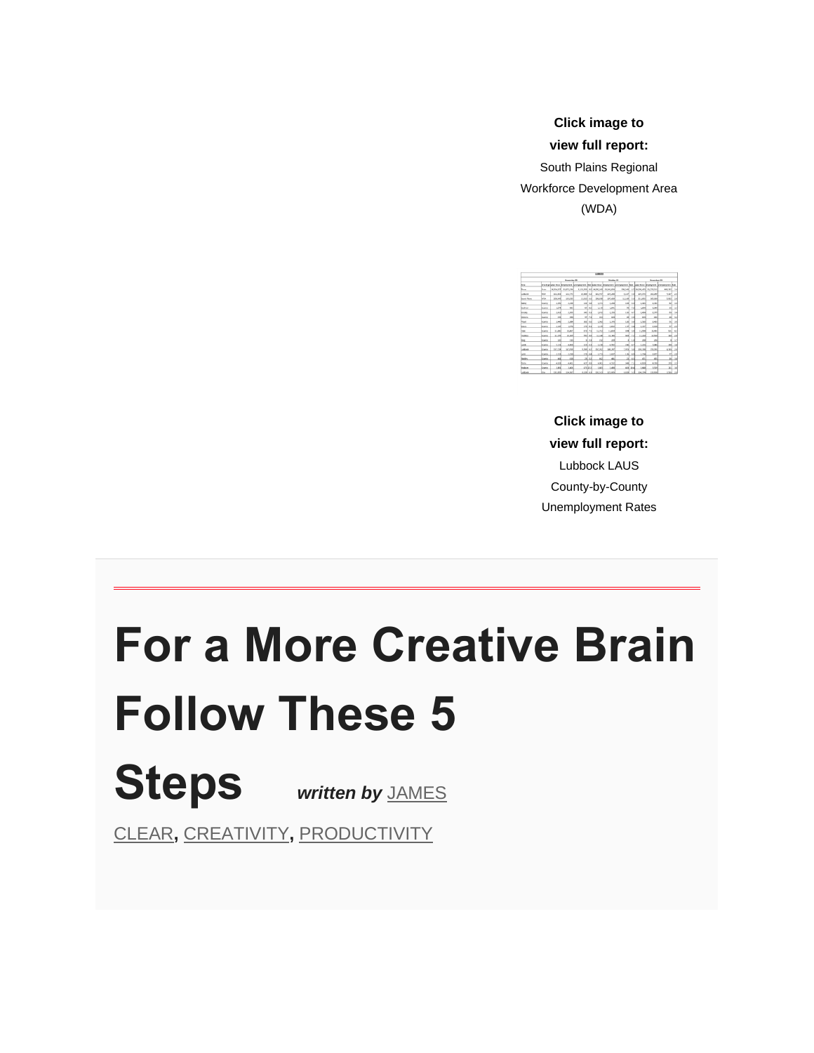**Click image to view full report:**

South Plains Regional Workforce Development Area (WDA)

**Click image to view full report:**

Lubbock LAUS County-by-County Unemployment Rates

# For a More Creative Brain Follow These 5 Steps

***written by*** JAMES CLEAR, CREATIVITY, PRODUCTIVITY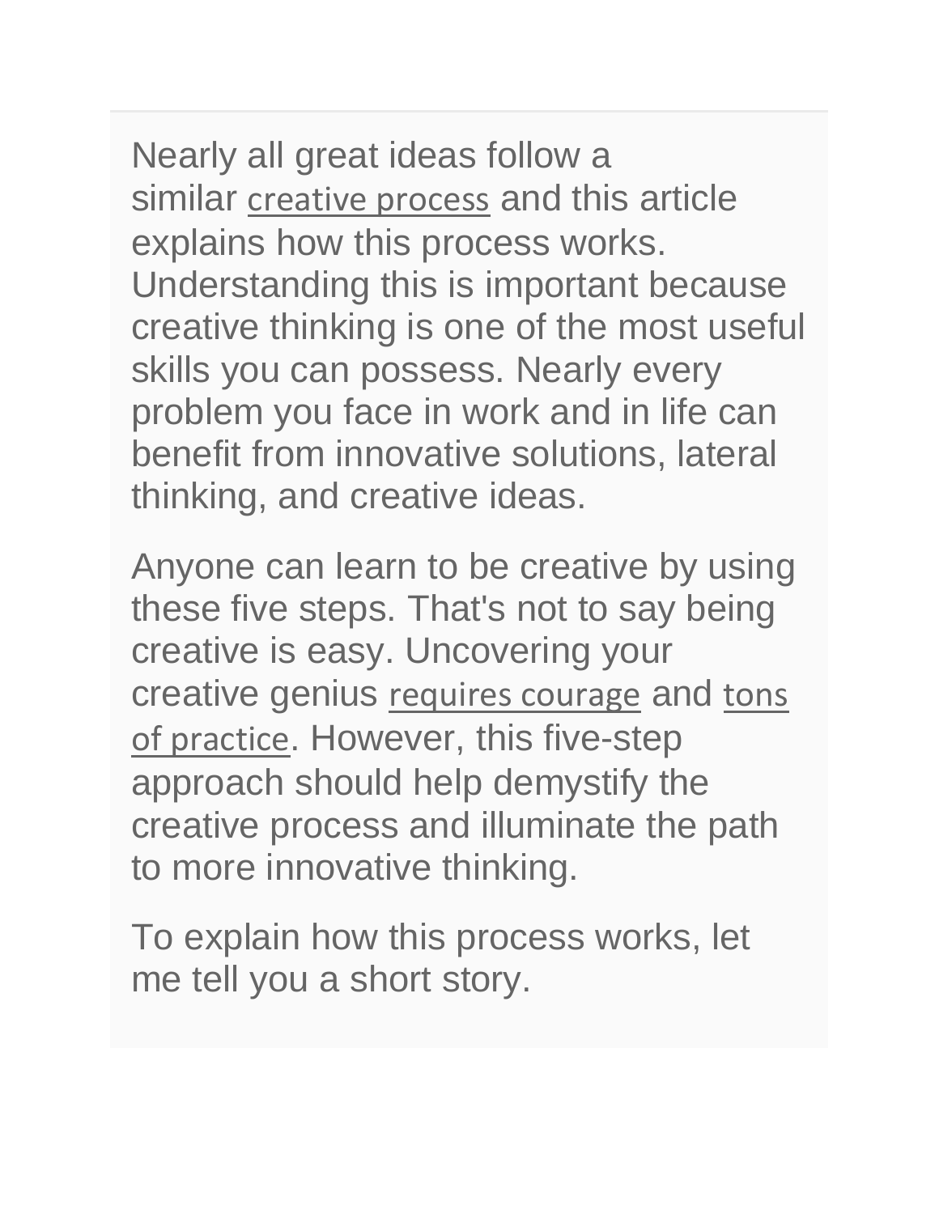Nearly all great ideas follow a similar creative process and this article explains how this process works. Understanding this is important because creative thinking is one of the most useful skills you can possess. Nearly every problem you face in work and in life can benefit from innovative solutions, lateral thinking, and creative ideas.

Anyone can learn to be creative by using these five steps. That's not to say being creative is easy. Uncovering your creative genius requires courage and tons of practice. However, this five-step approach should help demystify the creative process and illuminate the path to more innovative thinking.

To explain how this process works, let me tell you a short story.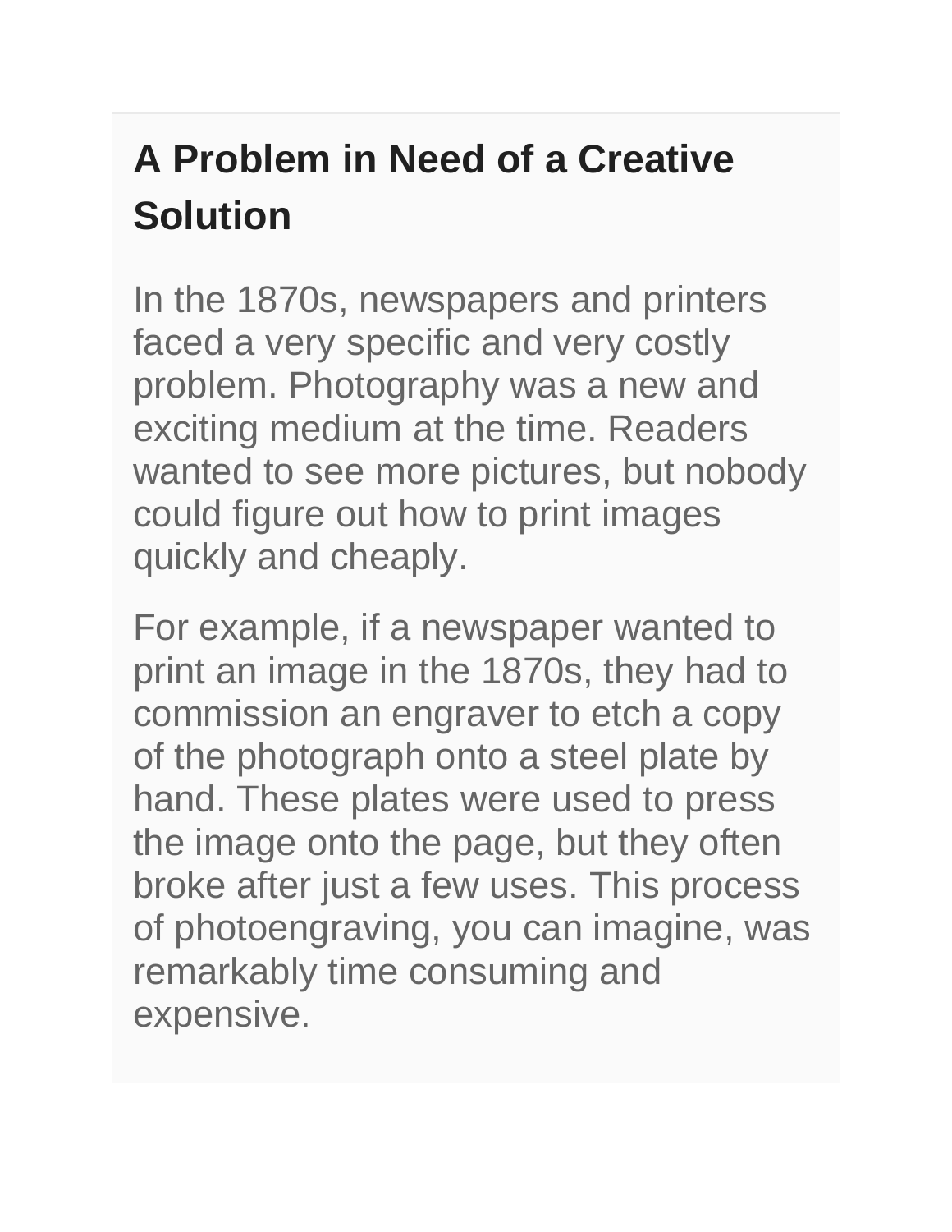## A Problem in Need of a Creative Solution

In the 1870s, newspapers and printers faced a very specific and very costly problem. Photography was a new and exciting medium at the time. Readers wanted to see more pictures, but nobody could figure out how to print images quickly and cheaply.

For example, if a newspaper wanted to print an image in the 1870s, they had to commission an engraver to etch a copy of the photograph onto a steel plate by hand. These plates were used to press the image onto the page, but they often broke after just a few uses. This process of photoengraving, you can imagine, was remarkably time consuming and expensive.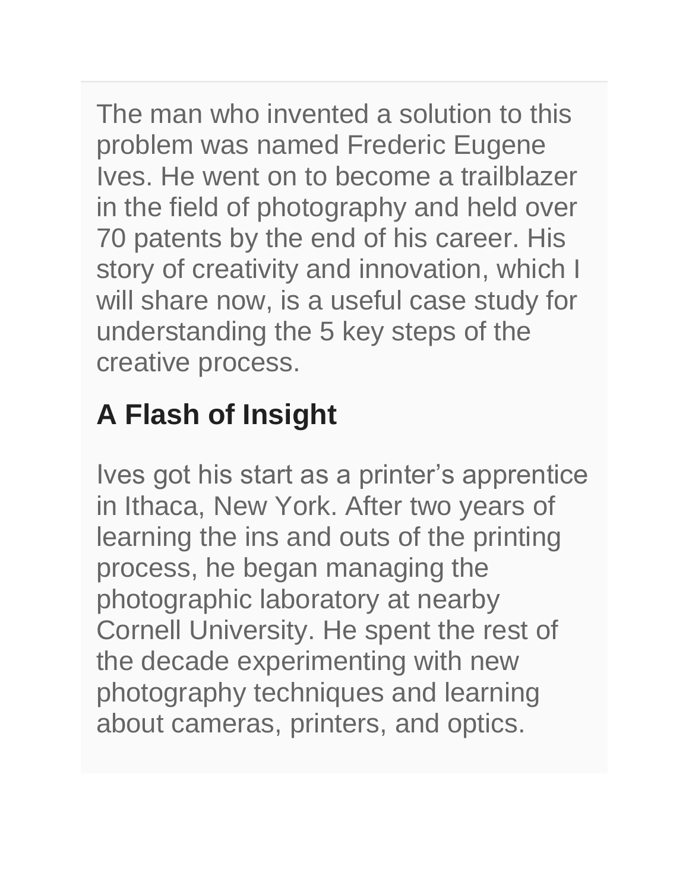The man who invented a solution to this problem was named Frederic Eugene Ives. He went on to become a trailblazer in the field of photography and held over 70 patents by the end of his career. His story of creativity and innovation, which I will share now, is a useful case study for understanding the 5 key steps of the creative process.

## A Flash of Insight

Ives got his start as a printer's apprentice in Ithaca, New York. After two years of learning the ins and outs of the printing process, he began managing the photographic laboratory at nearby Cornell University. He spent the rest of the decade experimenting with new photography techniques and learning about cameras, printers, and optics.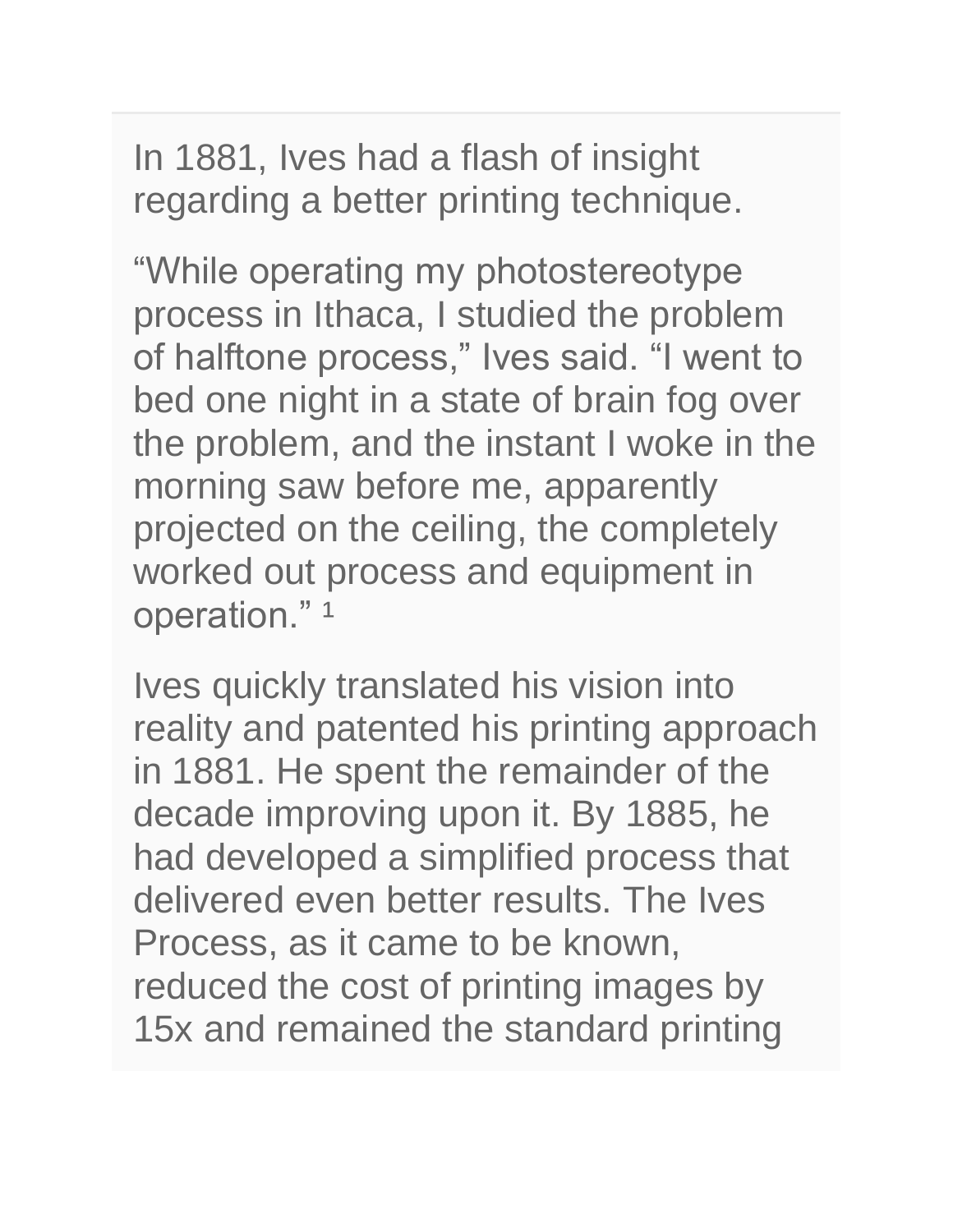In 1881, Ives had a flash of insight regarding a better printing technique.

“While operating my photostereotype process in Ithaca, I studied the problem of halftone process,” Ives said. “I went to bed one night in a state of brain fog over the problem, and the instant I woke in the morning saw before me, apparently projected on the ceiling, the completely worked out process and equipment in operation.” [1]

Ives quickly translated his vision into reality and patented his printing approach in 1881. He spent the remainder of the decade improving upon it. By 1885, he had developed a simplified process that delivered even better results. The Ives Process, as it came to be known, reduced the cost of printing images by 15x and remained the standard printing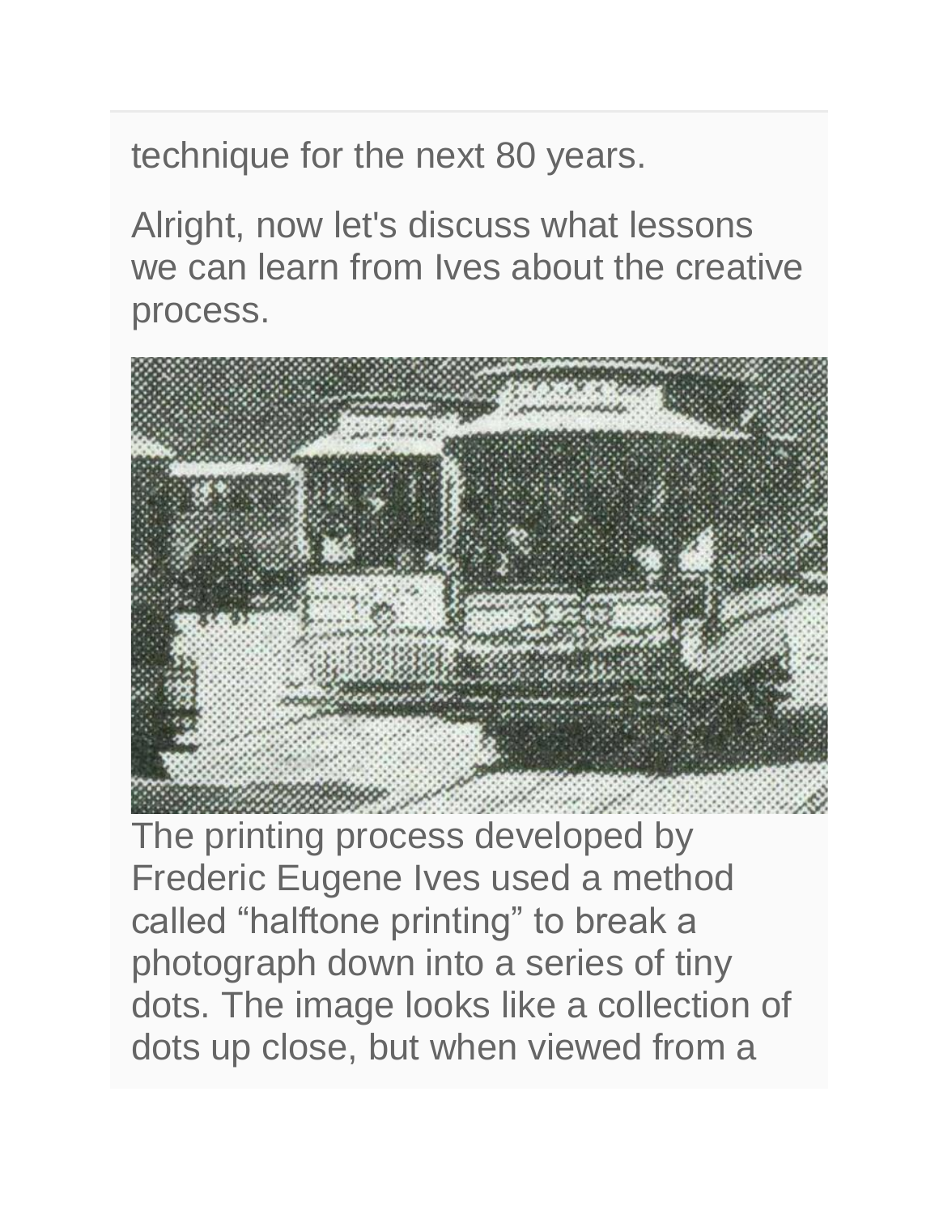technique for the next 80 years.

Alright, now let's discuss what lessons we can learn from Ives about the creative process.

The printing process developed by Frederic Eugene Ives used a method called “halftone printing” to break a photograph down into a series of tiny dots. The image looks like a collection of dots up close, but when viewed from a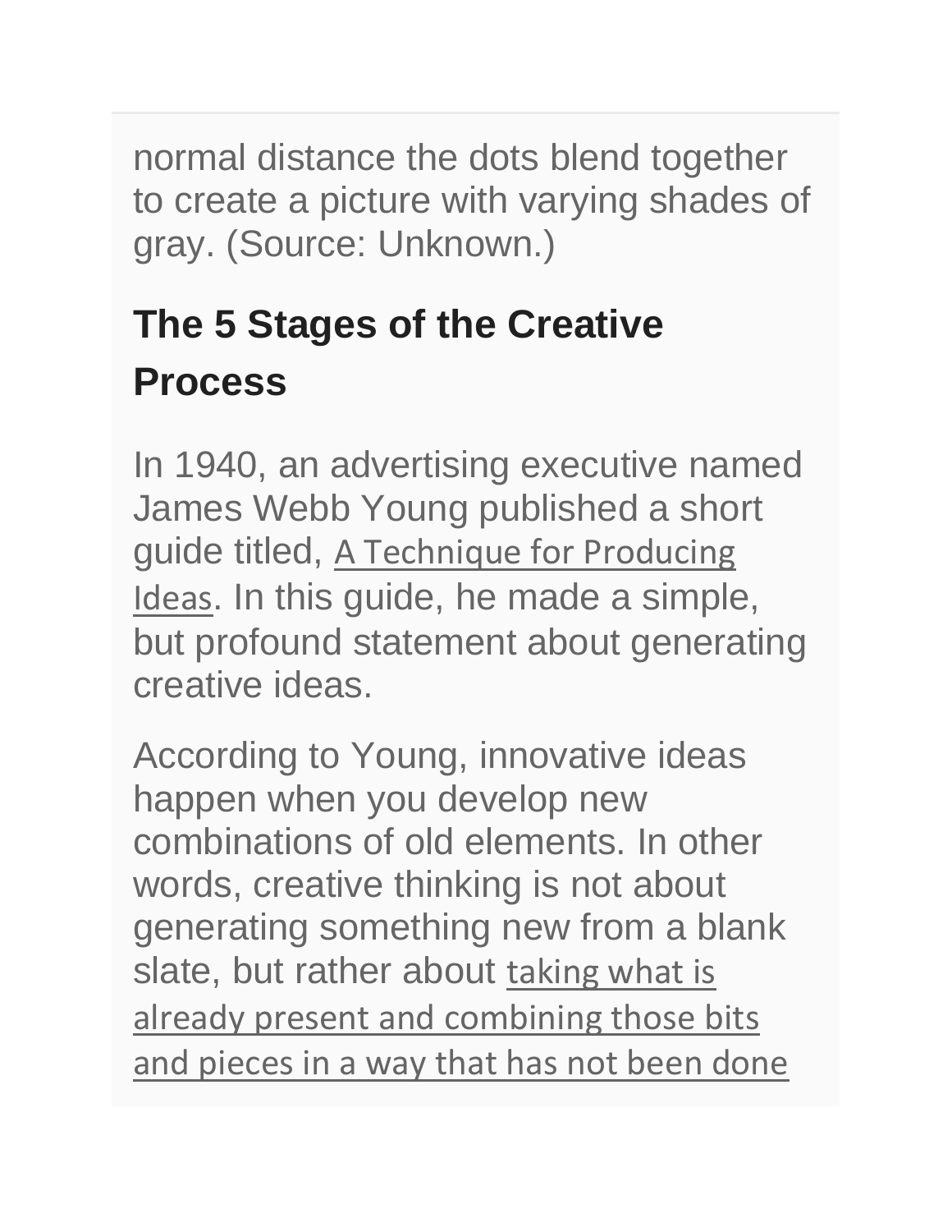normal distance the dots blend together to create a picture with varying shades of gray. (Source: Unknown.)

## The 5 Stages of the Creative Process

In 1940, an advertising executive named James Webb Young published a short guide titled, A Technique for Producing Ideas. In this guide, he made a simple, but profound statement about generating creative ideas.

According to Young, innovative ideas happen when you develop new combinations of old elements. In other words, creative thinking is not about generating something new from a blank slate, but rather about taking what is already present and combining those bits and pieces in a way that has not been done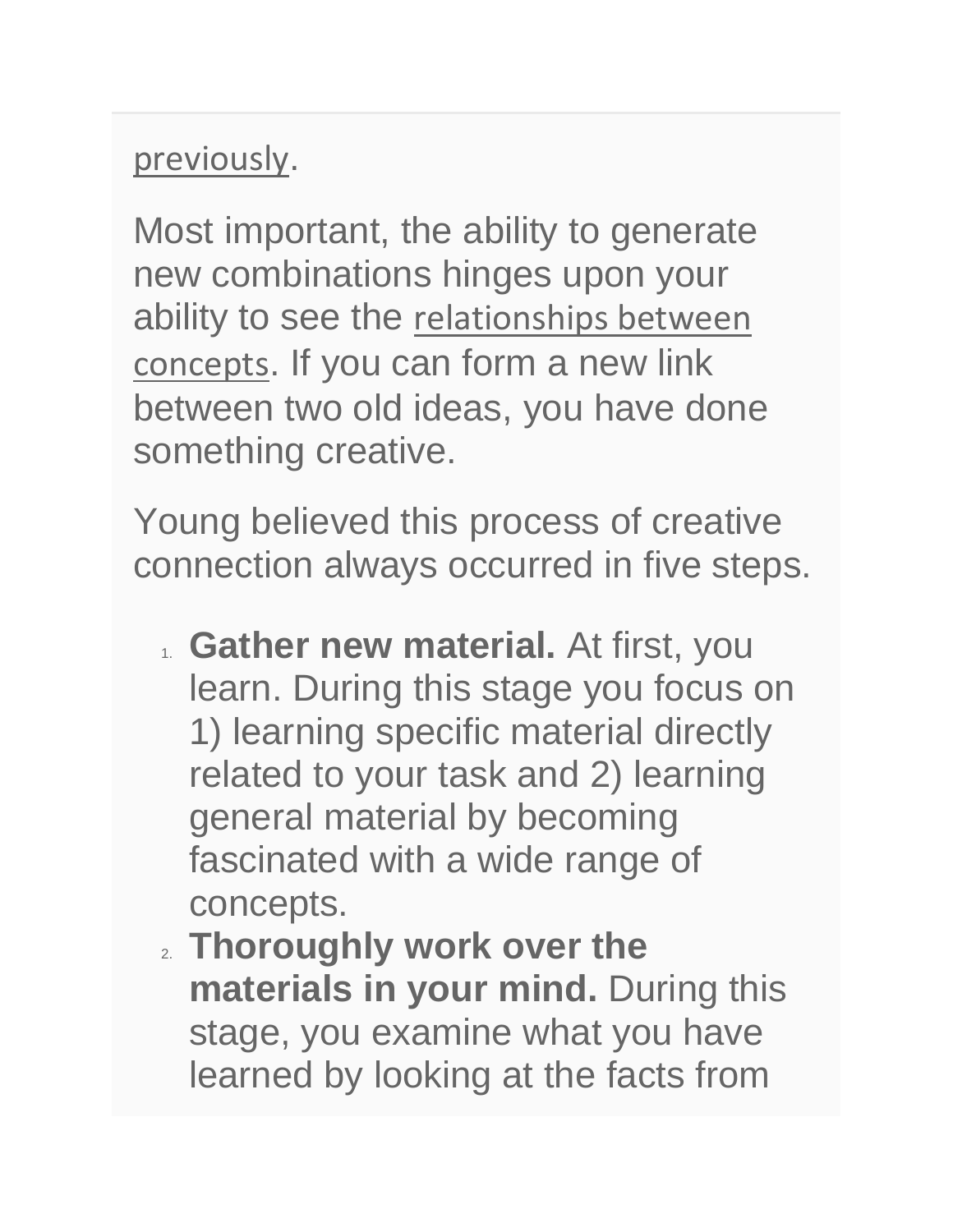previously.

Most important, the ability to generate new combinations hinges upon your ability to see the relationships between concepts. If you can form a new link between two old ideas, you have done something creative.

Young believed this process of creative connection always occurred in five steps.

1. **Gather new material.** At first, you learn. During this stage you focus on 1) learning specific material directly related to your task and 2) learning general material by becoming fascinated with a wide range of concepts.
2. **Thoroughly work over the materials in your mind.** During this stage, you examine what you have learned by looking at the facts from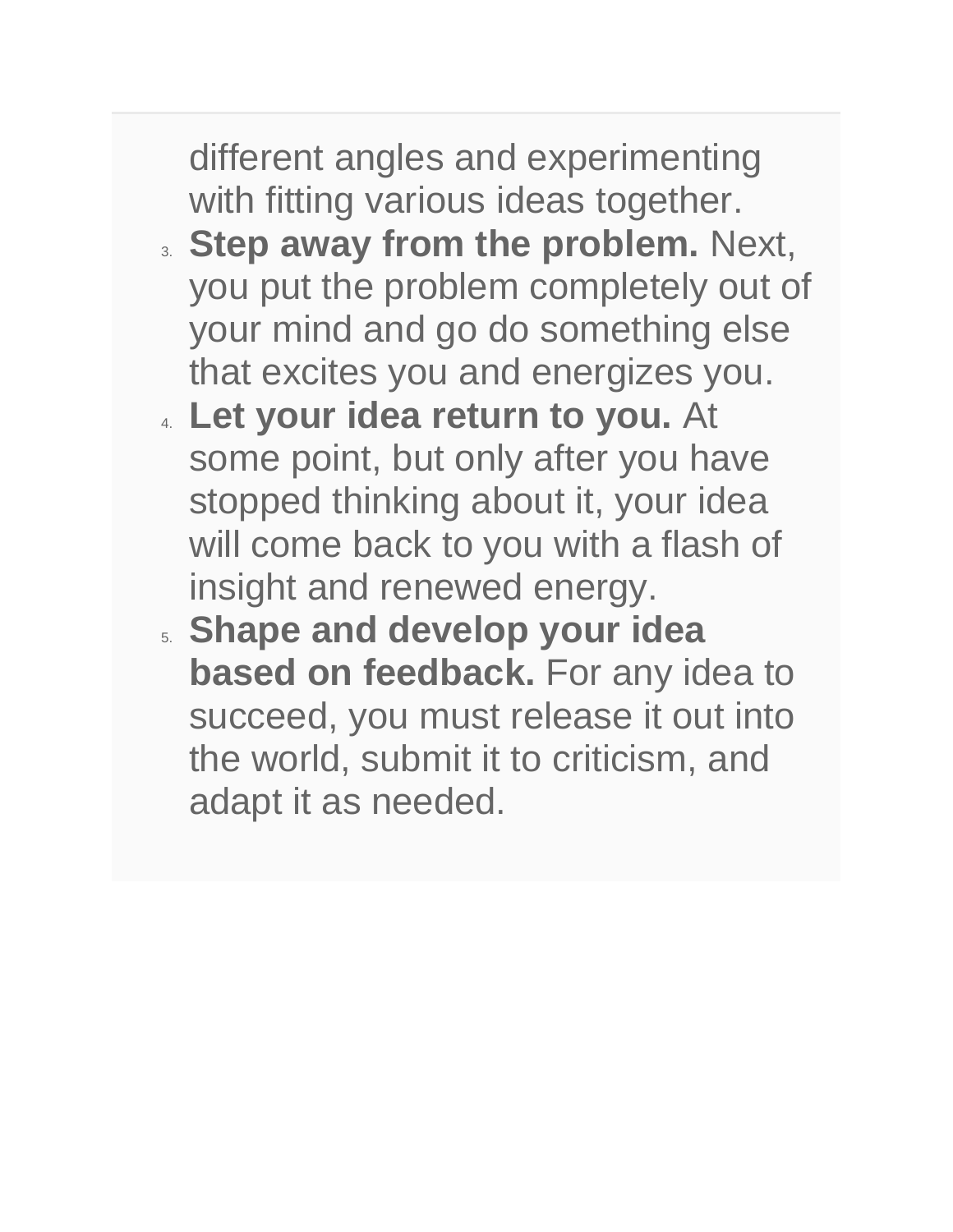different angles and experimenting with fitting various ideas together.

3. **Step away from the problem.** Next, you put the problem completely out of your mind and go do something else that excites you and energizes you.
4. **Let your idea return to you.** At some point, but only after you have stopped thinking about it, your idea will come back to you with a flash of insight and renewed energy.
5. **Shape and develop your idea based on feedback.** For any idea to succeed, you must release it out into the world, submit it to criticism, and adapt it as needed.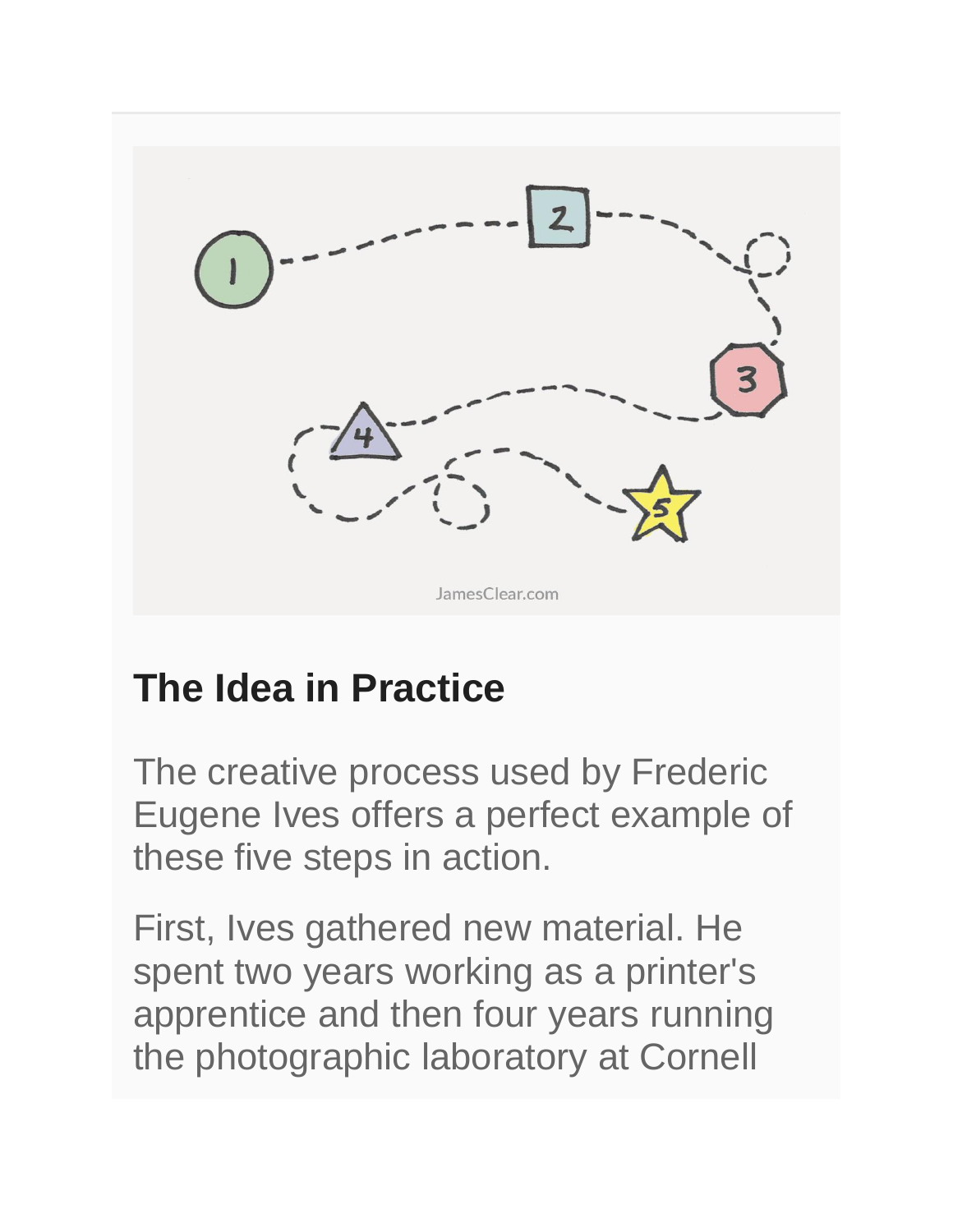## The Idea in Practice

The creative process used by Frederic Eugene Ives offers a perfect example of these five steps in action.

First, Ives gathered new material. He spent two years working as a printer's apprentice and then four years running the photographic laboratory at Cornell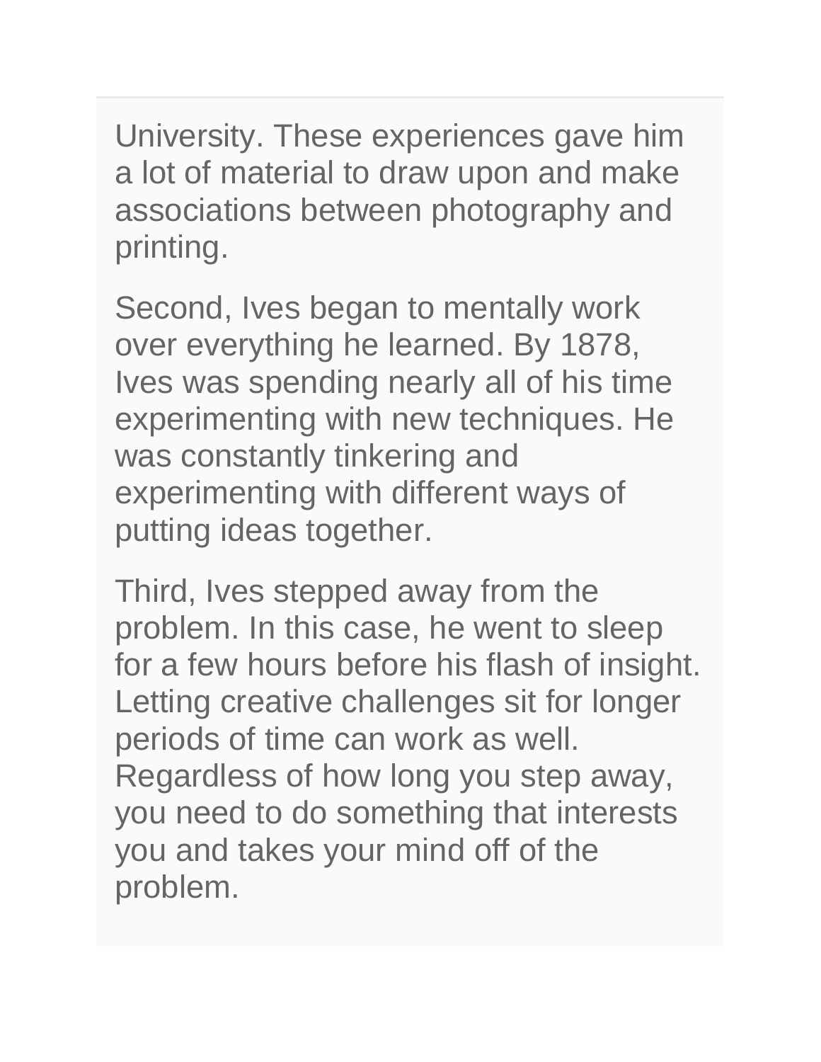University. These experiences gave him a lot of material to draw upon and make associations between photography and printing.

Second, Ives began to mentally work over everything he learned. By 1878, Ives was spending nearly all of his time experimenting with new techniques. He was constantly tinkering and experimenting with different ways of putting ideas together.

Third, Ives stepped away from the problem. In this case, he went to sleep for a few hours before his flash of insight. Letting creative challenges sit for longer periods of time can work as well. Regardless of how long you step away, you need to do something that interests you and takes your mind off of the problem.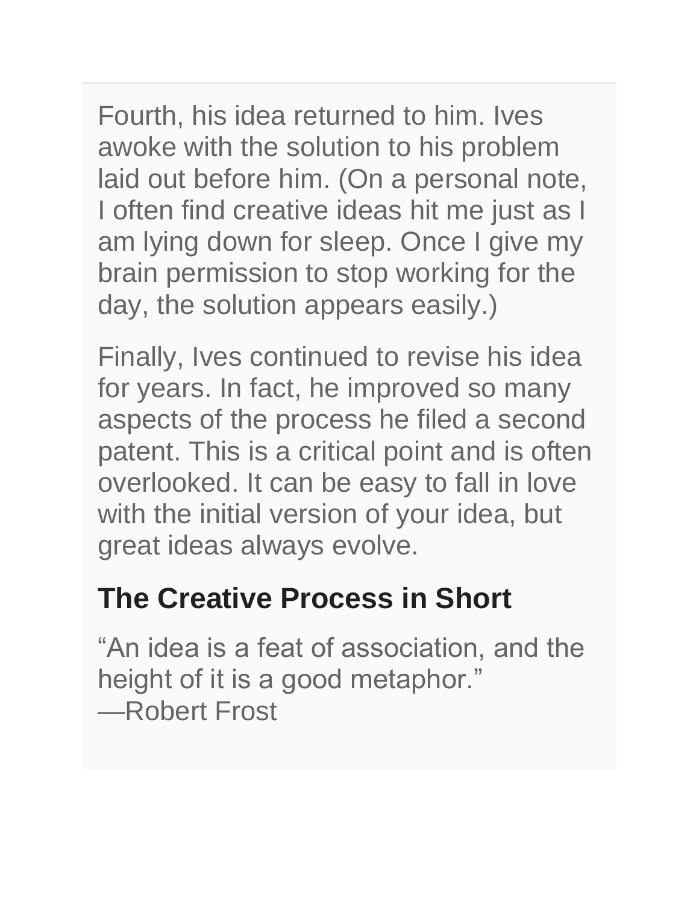Fourth, his idea returned to him. Ives awoke with the solution to his problem laid out before him. (On a personal note, I often find creative ideas hit me just as I am lying down for sleep. Once I give my brain permission to stop working for the day, the solution appears easily.)

Finally, Ives continued to revise his idea for years. In fact, he improved so many aspects of the process he filed a second patent. This is a critical point and is often overlooked. It can be easy to fall in love with the initial version of your idea, but great ideas always evolve.

## The Creative Process in Short

"An idea is a feat of association, and the height of it is a good metaphor."
—Robert Frost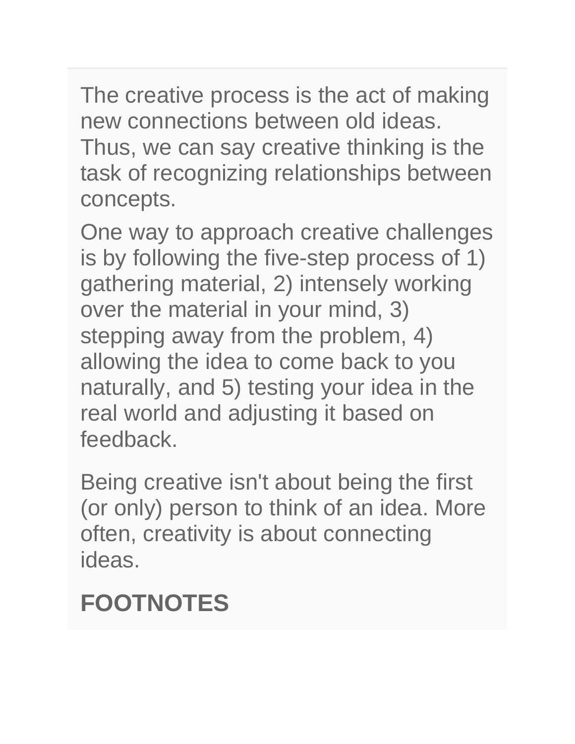The creative process is the act of making new connections between old ideas. Thus, we can say creative thinking is the task of recognizing relationships between concepts.

One way to approach creative challenges is by following the five-step process of 1) gathering material, 2) intensely working over the material in your mind, 3) stepping away from the problem, 4) allowing the idea to come back to you naturally, and 5) testing your idea in the real world and adjusting it based on feedback.

Being creative isn't about being the first (or only) person to think of an idea. More often, creativity is about connecting ideas.

## FOOTNOTES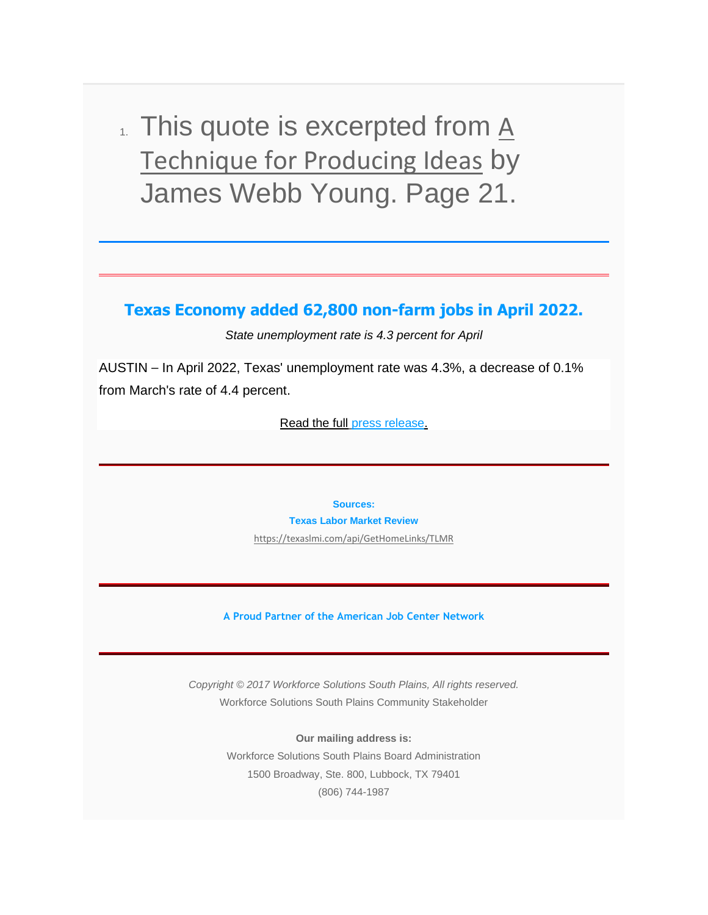1. This quote is excerpted from A Technique for Producing Ideas by James Webb Young. Page 21.

---

---

## Texas Economy added 62,800 non-farm jobs in April 2022.

*State unemployment rate is 4.3 percent for April*

AUSTIN – In April 2022, Texas' unemployment rate was 4.3%, a decrease of 0.1% from March's rate of 4.4 percent.

Read the full press release.

---

**Sources:**
**Texas Labor Market Review**
https://texaslmi.com/api/GetHomeLinks/TLMR

---

**A Proud Partner of the American Job Center Network**

---

*Copyright © 2017 Workforce Solutions South Plains, All rights reserved.*
Workforce Solutions South Plains Community Stakeholder

**Our mailing address is:**
Workforce Solutions South Plains Board Administration
1500 Broadway, Ste. 800, Lubbock, TX 79401
(806) 744-1987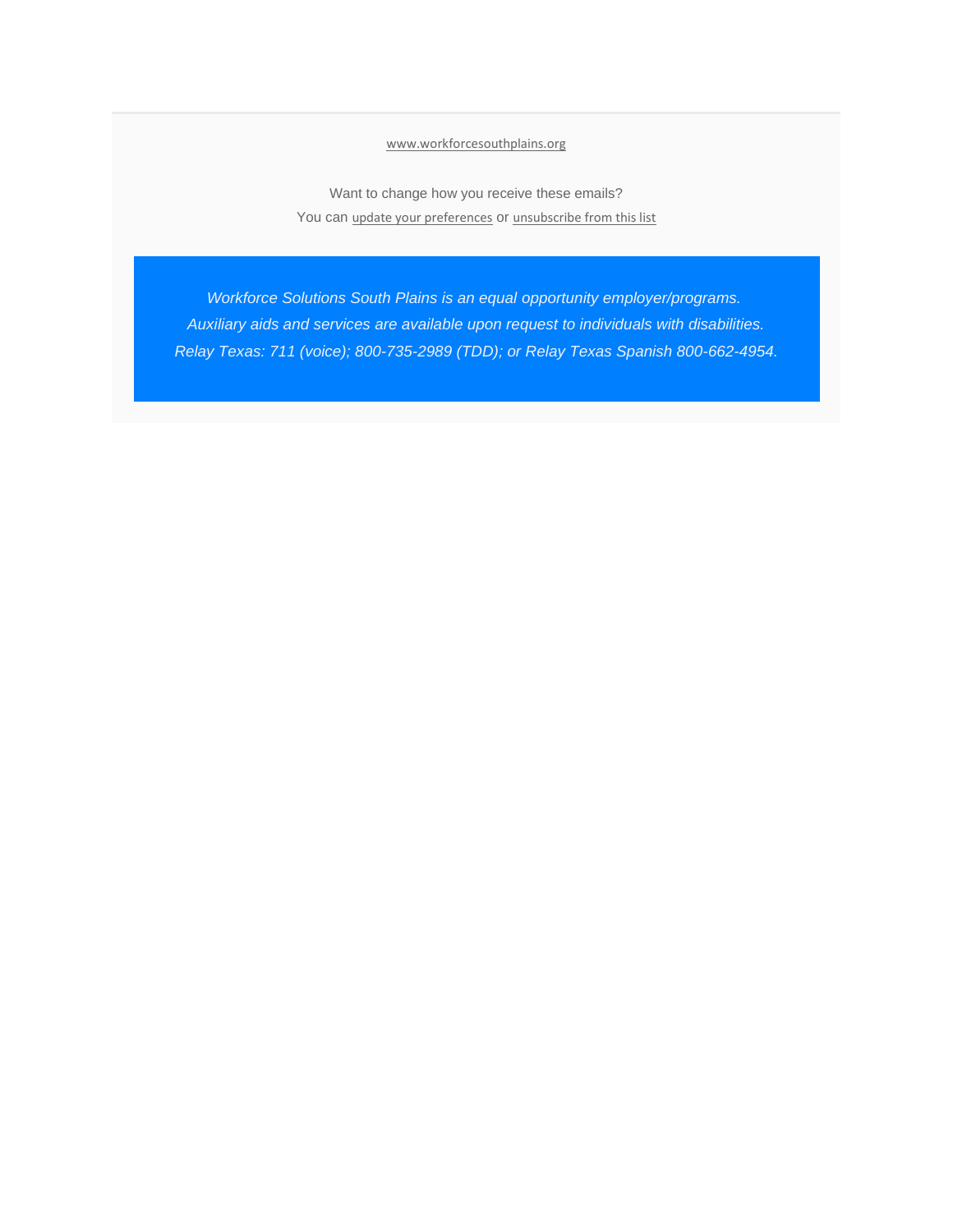www.workforcesouthplains.org

Want to change how you receive these emails?
You can update your preferences or unsubscribe from this list

*Workforce Solutions South Plains is an equal opportunity employer/programs.*
*Auxiliary aids and services are available upon request to individuals with disabilities.*
*Relay Texas: 711 (voice); 800-735-2989 (TDD); or Relay Texas Spanish 800-662-4954.*